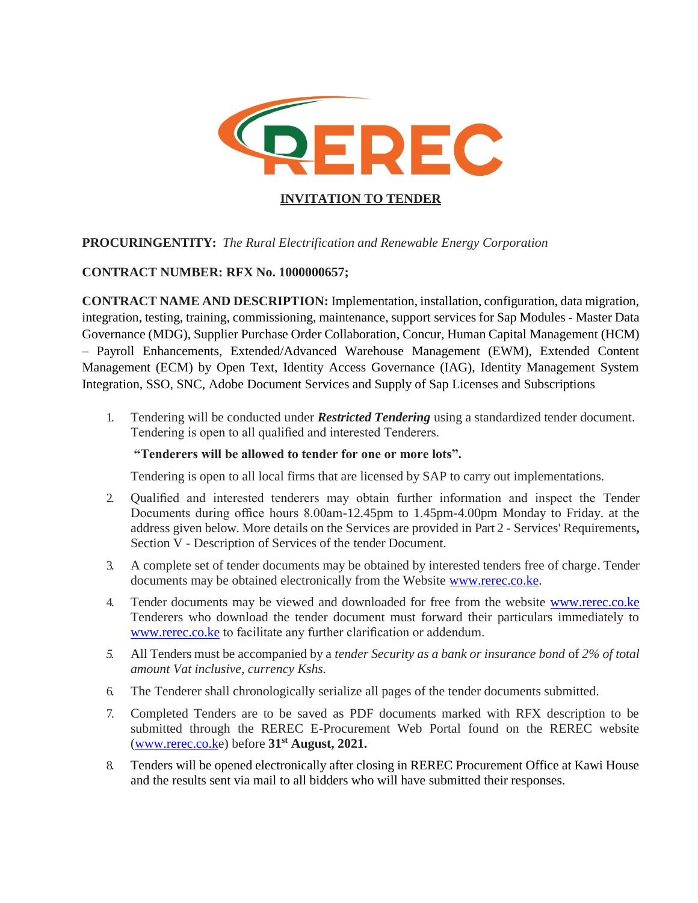REREC

## INVITATION TO TENDER

**PROCURINGENTITY:** *The Rural Electrification and Renewable Energy Corporation*

**CONTRACT NUMBER: RFX No. 1000000657;**

**CONTRACT NAME AND DESCRIPTION:** Implementation, installation, configuration, data migration, integration, testing, training, commissioning, maintenance, support services for Sap Modules - Master Data Governance (MDG), Supplier Purchase Order Collaboration, Concur, Human Capital Management (HCM) – Payroll Enhancements, Extended/Advanced Warehouse Management (EWM), Extended Content Management (ECM) by Open Text, Identity Access Governance (IAG), Identity Management System Integration, SSO, SNC, Adobe Document Services and Supply of Sap Licenses and Subscriptions

1. Tendering will be conducted under ***Restricted Tendering*** using a standardized tender document. Tendering is open to all qualified and interested Tenderers.

   **"Tenderers will be allowed to tender for one or more lots".**

   Tendering is open to all local firms that are licensed by SAP to carry out implementations.

2. Qualified and interested tenderers may obtain further information and inspect the Tender Documents during office hours 8.00am-12.45pm to 1.45pm-4.00pm Monday to Friday. at the address given below. More details on the Services are provided in Part 2 - Services' Requirements**,** Section V - Description of Services of the tender Document.

3. A complete set of tender documents may be obtained by interested tenders free of charge. Tender documents may be obtained electronically from the Website www.rerec.co.ke.

4. Tender documents may be viewed and downloaded for free from the website www.rerec.co.ke Tenderers who download the tender document must forward their particulars immediately to www.rerec.co.ke to facilitate any further clarification or addendum.

5. All Tenders must be accompanied by a *tender Security as a bank or insurance bond* of *2% of total amount Vat inclusive, currency Kshs.*

6. The Tenderer shall chronologically serialize all pages of the tender documents submitted.

7. Completed Tenders are to be saved as PDF documents marked with RFX description to be submitted through the REREC E-Procurement Web Portal found on the REREC website (www.rerec.co.ke) before **31st August, 2021.**

8. Tenders will be opened electronically after closing in REREC Procurement Office at Kawi House and the results sent via mail to all bidders who will have submitted their responses.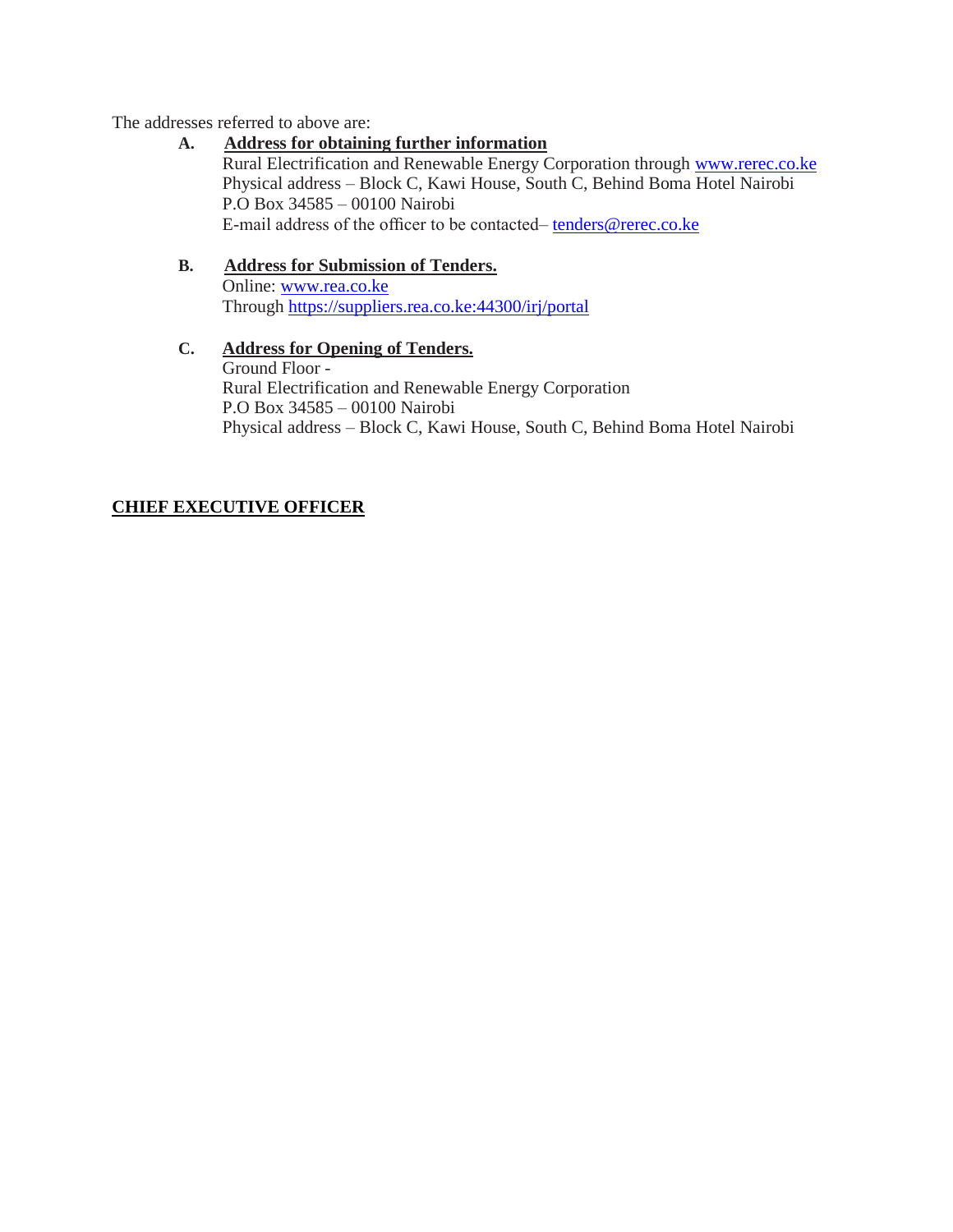The addresses referred to above are:

**A. Address for obtaining further information**

Rural Electrification and Renewable Energy Corporation through www.rerec.co.ke
Physical address – Block C, Kawi House, South C, Behind Boma Hotel Nairobi
P.O Box 34585 – 00100 Nairobi
E-mail address of the officer to be contacted– tenders@rerec.co.ke

**B. Address for Submission of Tenders.**

Online: www.rea.co.ke
Through https://suppliers.rea.co.ke:44300/irj/portal

**C. Address for Opening of Tenders.**

Ground Floor -
Rural Electrification and Renewable Energy Corporation
P.O Box 34585 – 00100 Nairobi
Physical address – Block C, Kawi House, South C, Behind Boma Hotel Nairobi

**CHIEF EXECUTIVE OFFICER**